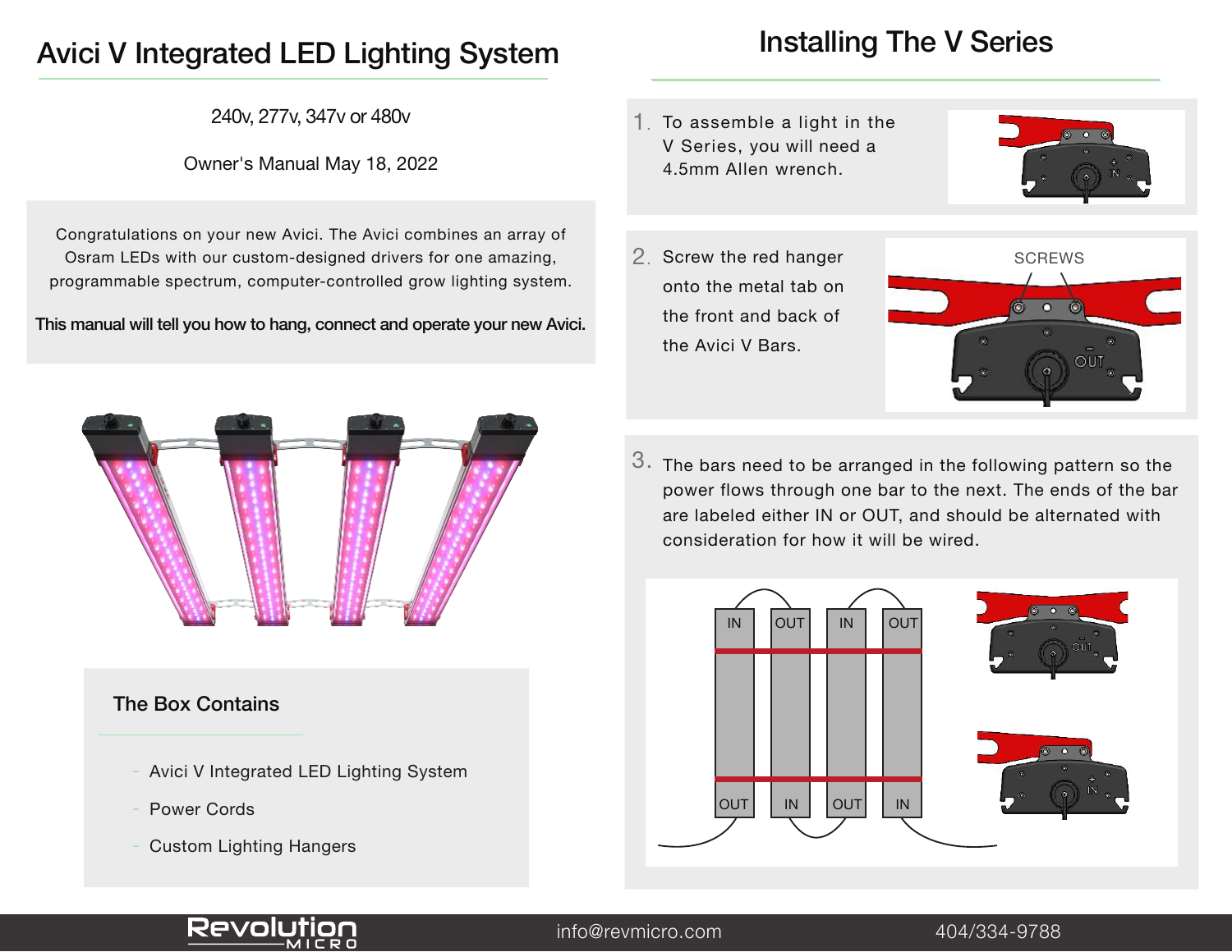# Avici V Integrated LED Lighting System

240v, 277v, 347v or 480v

Owner's Manual May 18, 2022

Congratulations on your new Avici. The Avici combines an array of Osram LEDs with our custom-designed drivers for one amazing, programmable spectrum, computer-controlled grow lighting system.

**This manual will tell you how to hang, connect and operate your new Avici.**

## The Box Contains

- Avici V Integrated LED Lighting System
- Power Cords
- Custom Lighting Hangers

# Installing The V Series

1. To assemble a light in the V Series, you will need a 4.5mm Allen wrench.

2. Screw the red hanger onto the metal tab on the front and back of the Avici V Bars.

3. The bars need to be arranged in the following pattern so the power flows through one bar to the next. The ends of the bar are labeled either IN or OUT, and should be alternated with consideration for how it will be wired.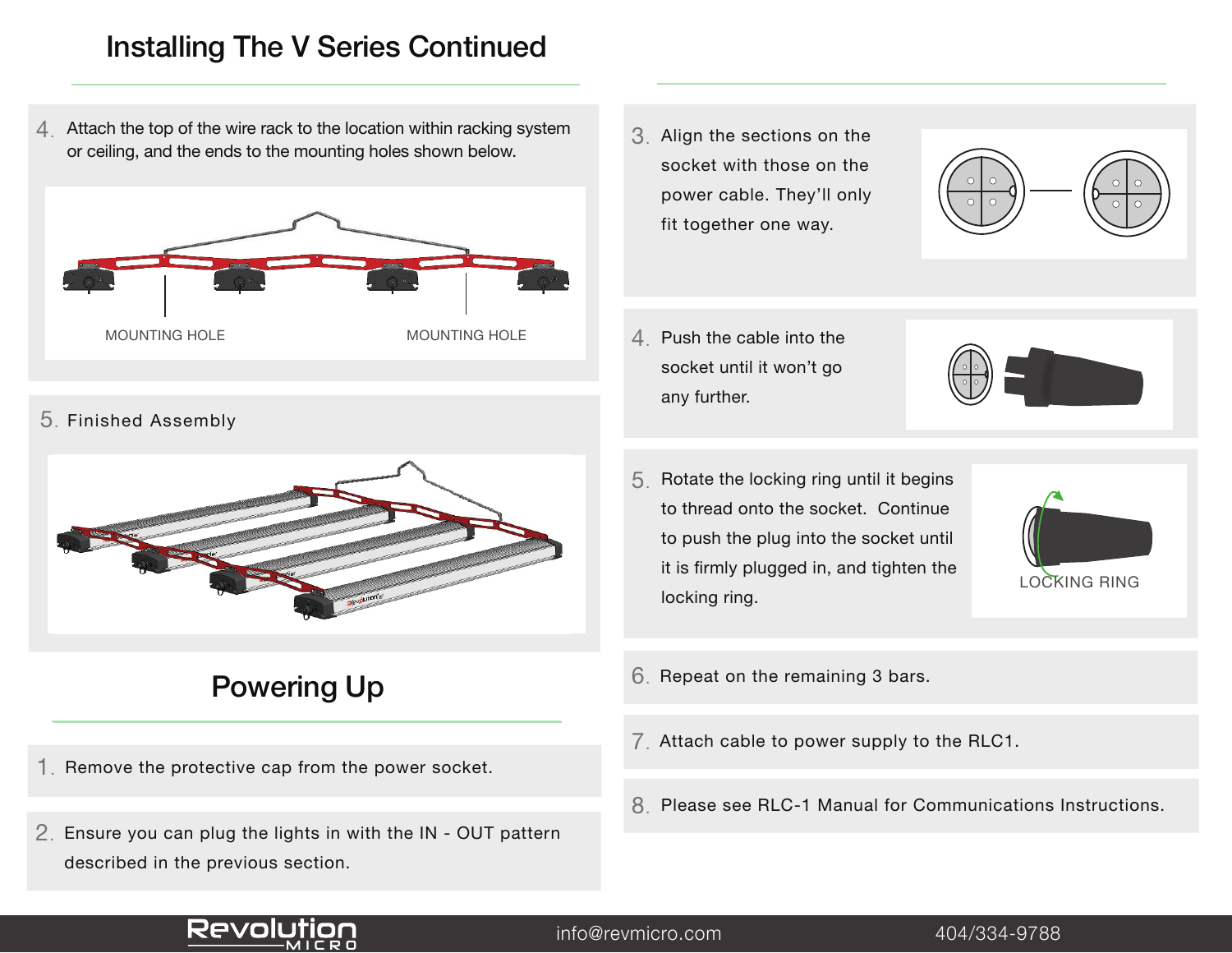# Installing The V Series Continued

4. Attach the top of the wire rack to the location within racking system or ceiling, and the ends to the mounting holes shown below.

MOUNTING HOLE

MOUNTING HOLE

5. Finished Assembly

## Powering Up

1. Remove the protective cap from the power socket.

2. Ensure you can plug the lights in with the IN - OUT pattern described in the previous section.

3. Align the sections on the socket with those on the power cable. They'll only fit together one way.

4. Push the cable into the socket until it won't go any further.

5. Rotate the locking ring until it begins to thread onto the socket. Continue to push the plug into the socket until it is firmly plugged in, and tighten the locking ring.

LOCKING RING

6. Repeat on the remaining 3 bars.

7. Attach cable to power supply to the RLC1.

8. Please see RLC-1 Manual for Communications Instructions.

Revolution MICRO

info@revmicro.com

404/334-9788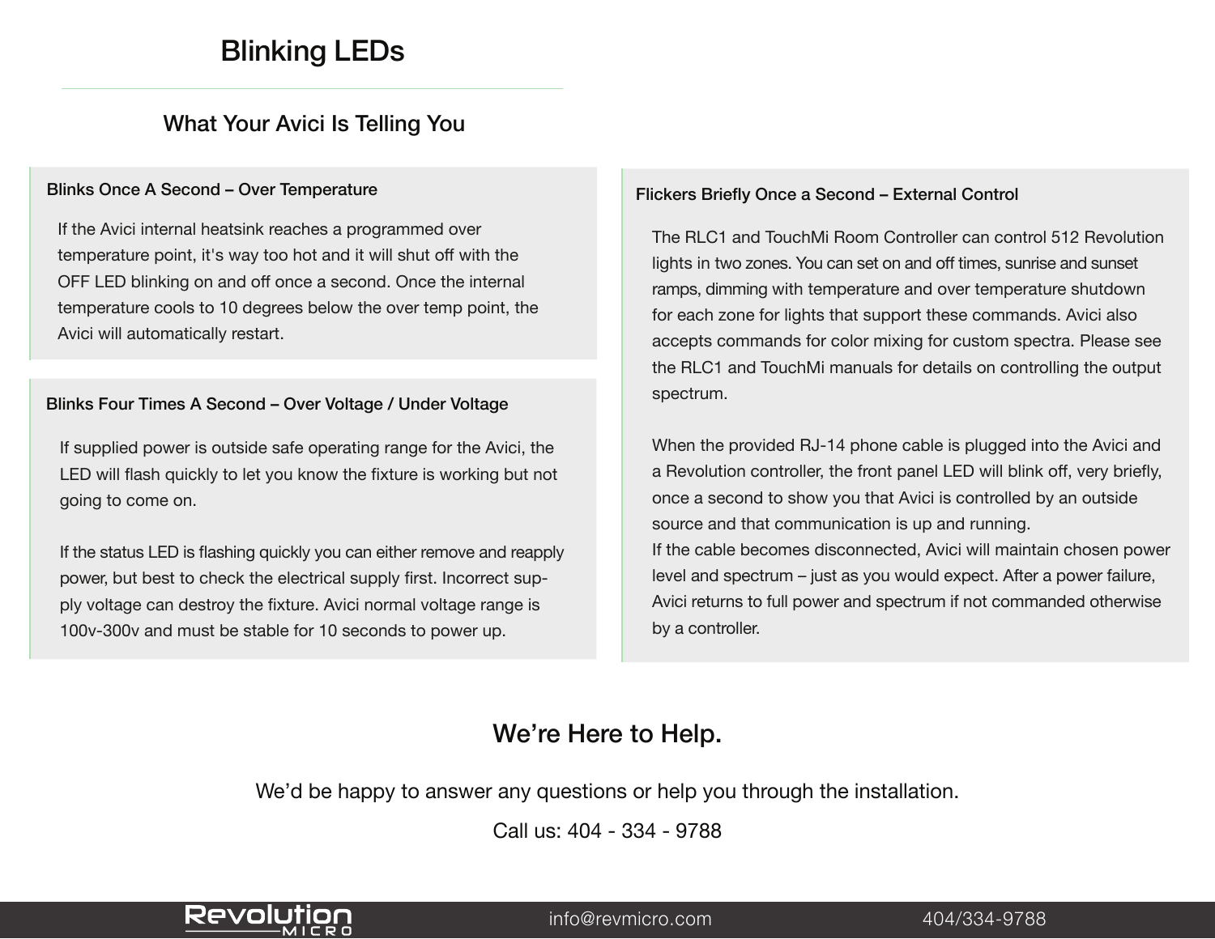# Blinking LEDs

## What Your Avici Is Telling You

### Blinks Once A Second – Over Temperature

If the Avici internal heatsink reaches a programmed over temperature point, it's way too hot and it will shut off with the OFF LED blinking on and off once a second. Once the internal temperature cools to 10 degrees below the over temp point, the Avici will automatically restart.

### Blinks Four Times A Second – Over Voltage / Under Voltage

If supplied power is outside safe operating range for the Avici, the LED will flash quickly to let you know the fixture is working but not going to come on.

If the status LED is flashing quickly you can either remove and reapply power, but best to check the electrical supply first. Incorrect supply voltage can destroy the fixture. Avici normal voltage range is 100v-300v and must be stable for 10 seconds to power up.

### Flickers Briefly Once a Second – External Control

The RLC1 and TouchMi Room Controller can control 512 Revolution lights in two zones. You can set on and off times, sunrise and sunset ramps, dimming with temperature and over temperature shutdown for each zone for lights that support these commands. Avici also accepts commands for color mixing for custom spectra. Please see the RLC1 and TouchMi manuals for details on controlling the output spectrum.

When the provided RJ-14 phone cable is plugged into the Avici and a Revolution controller, the front panel LED will blink off, very briefly, once a second to show you that Avici is controlled by an outside source and that communication is up and running.
If the cable becomes disconnected, Avici will maintain chosen power level and spectrum – just as you would expect. After a power failure, Avici returns to full power and spectrum if not commanded otherwise by a controller.

## We're Here to Help.

We'd be happy to answer any questions or help you through the installation.

Call us: 404 - 334 - 9788

Revolution MICRO info@revmicro.com 404/334-9788